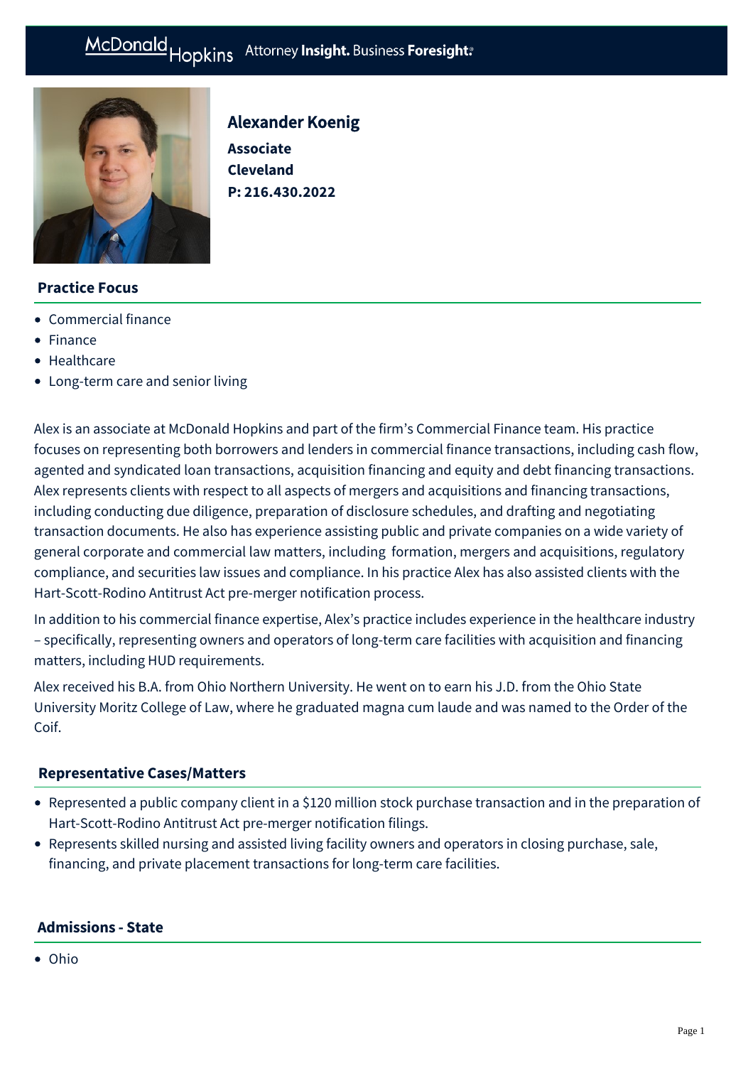McDonald Hopkins Attorney **Insight.** Business **Foresight.**

# Alexander Koenig

**Associate**
**Cleveland**
**P: 216.430.2022**

## Practice Focus

- Commercial finance
- Finance
- Healthcare
- Long-term care and senior living

Alex is an associate at McDonald Hopkins and part of the firm's Commercial Finance team. His practice focuses on representing both borrowers and lenders in commercial finance transactions, including cash flow, agented and syndicated loan transactions, acquisition financing and equity and debt financing transactions. Alex represents clients with respect to all aspects of mergers and acquisitions and financing transactions, including conducting due diligence, preparation of disclosure schedules, and drafting and negotiating transaction documents. He also has experience assisting public and private companies on a wide variety of general corporate and commercial law matters, including formation, mergers and acquisitions, regulatory compliance, and securities law issues and compliance. In his practice Alex has also assisted clients with the Hart-Scott-Rodino Antitrust Act pre-merger notification process.

In addition to his commercial finance expertise, Alex's practice includes experience in the healthcare industry – specifically, representing owners and operators of long-term care facilities with acquisition and financing matters, including HUD requirements.

Alex received his B.A. from Ohio Northern University. He went on to earn his J.D. from the Ohio State University Moritz College of Law, where he graduated magna cum laude and was named to the Order of the Coif.

## Representative Cases/Matters

- Represented a public company client in a $120 million stock purchase transaction and in the preparation of Hart-Scott-Rodino Antitrust Act pre-merger notification filings.
- Represents skilled nursing and assisted living facility owners and operators in closing purchase, sale, financing, and private placement transactions for long-term care facilities.

## Admissions - State

- Ohio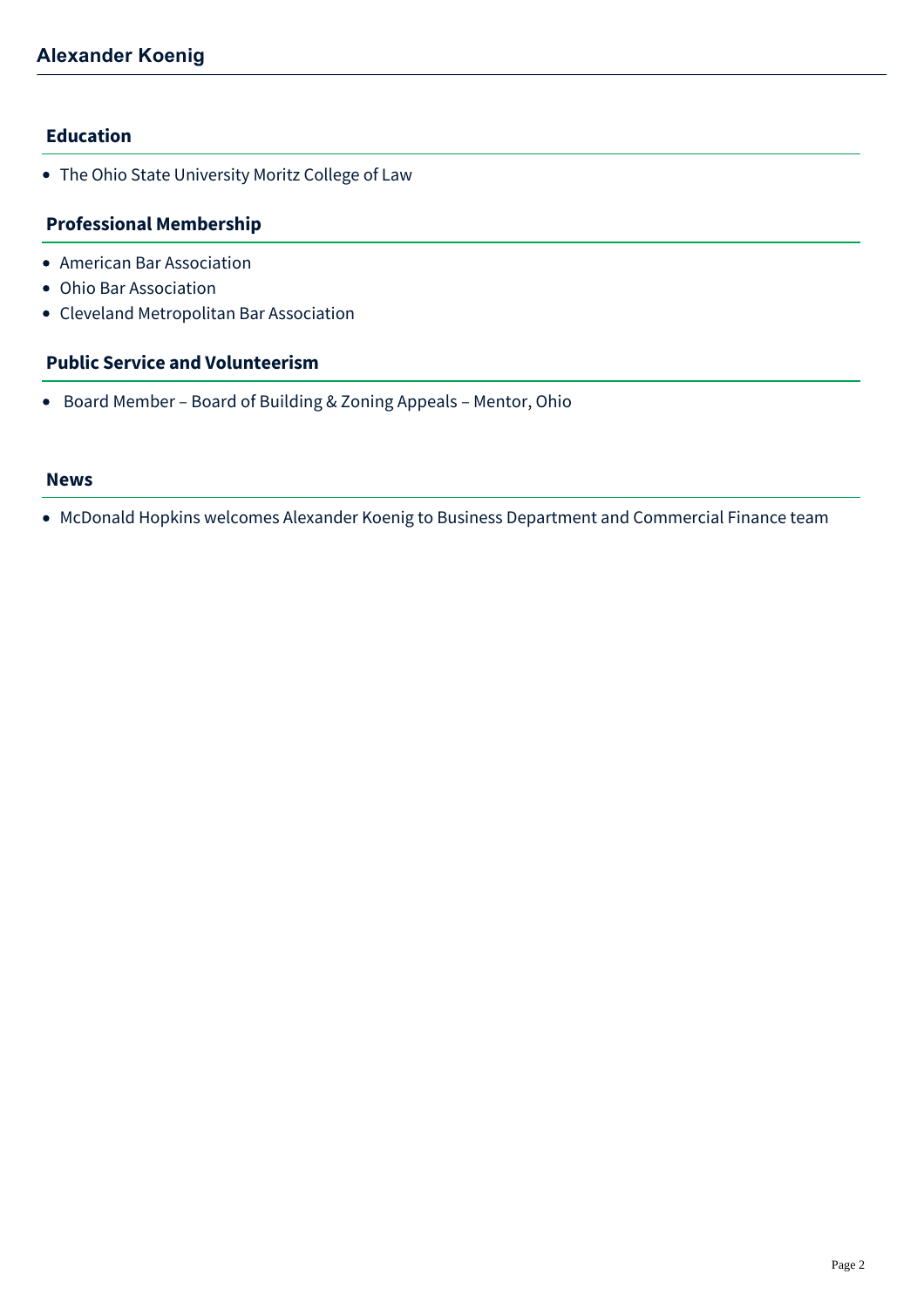## Education

- The Ohio State University Moritz College of Law

## Professional Membership

- American Bar Association
- Ohio Bar Association
- Cleveland Metropolitan Bar Association

## Public Service and Volunteerism

- Board Member – Board of Building & Zoning Appeals – Mentor, Ohio

## News

- McDonald Hopkins welcomes Alexander Koenig to Business Department and Commercial Finance team